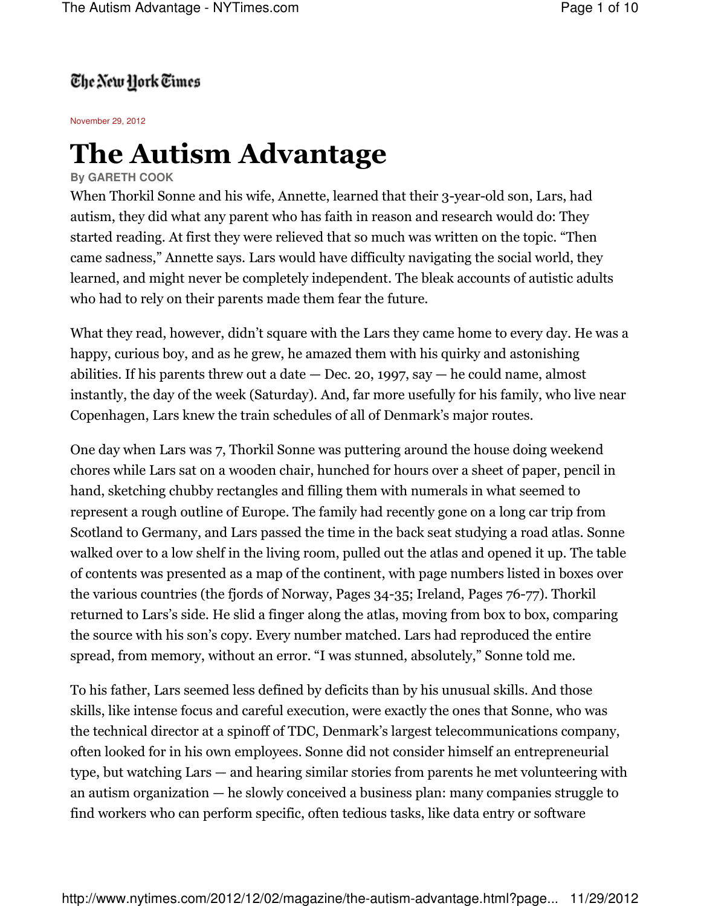The New York Times

November 29, 2012

# The Autism Advantage

**By GARETH COOK**

When Thorkil Sonne and his wife, Annette, learned that their 3-year-old son, Lars, had autism, they did what any parent who has faith in reason and research would do: They started reading. At first they were relieved that so much was written on the topic. "Then came sadness," Annette says. Lars would have difficulty navigating the social world, they learned, and might never be completely independent. The bleak accounts of autistic adults who had to rely on their parents made them fear the future.

What they read, however, didn't square with the Lars they came home to every day. He was a happy, curious boy, and as he grew, he amazed them with his quirky and astonishing abilities. If his parents threw out a date — Dec. 20, 1997, say — he could name, almost instantly, the day of the week (Saturday). And, far more usefully for his family, who live near Copenhagen, Lars knew the train schedules of all of Denmark's major routes.

One day when Lars was 7, Thorkil Sonne was puttering around the house doing weekend chores while Lars sat on a wooden chair, hunched for hours over a sheet of paper, pencil in hand, sketching chubby rectangles and filling them with numerals in what seemed to represent a rough outline of Europe. The family had recently gone on a long car trip from Scotland to Germany, and Lars passed the time in the back seat studying a road atlas. Sonne walked over to a low shelf in the living room, pulled out the atlas and opened it up. The table of contents was presented as a map of the continent, with page numbers listed in boxes over the various countries (the fjords of Norway, Pages 34-35; Ireland, Pages 76-77). Thorkil returned to Lars's side. He slid a finger along the atlas, moving from box to box, comparing the source with his son's copy. Every number matched. Lars had reproduced the entire spread, from memory, without an error. "I was stunned, absolutely," Sonne told me.

To his father, Lars seemed less defined by deficits than by his unusual skills. And those skills, like intense focus and careful execution, were exactly the ones that Sonne, who was the technical director at a spinoff of TDC, Denmark's largest telecommunications company, often looked for in his own employees. Sonne did not consider himself an entrepreneurial type, but watching Lars — and hearing similar stories from parents he met volunteering with an autism organization — he slowly conceived a business plan: many companies struggle to find workers who can perform specific, often tedious tasks, like data entry or software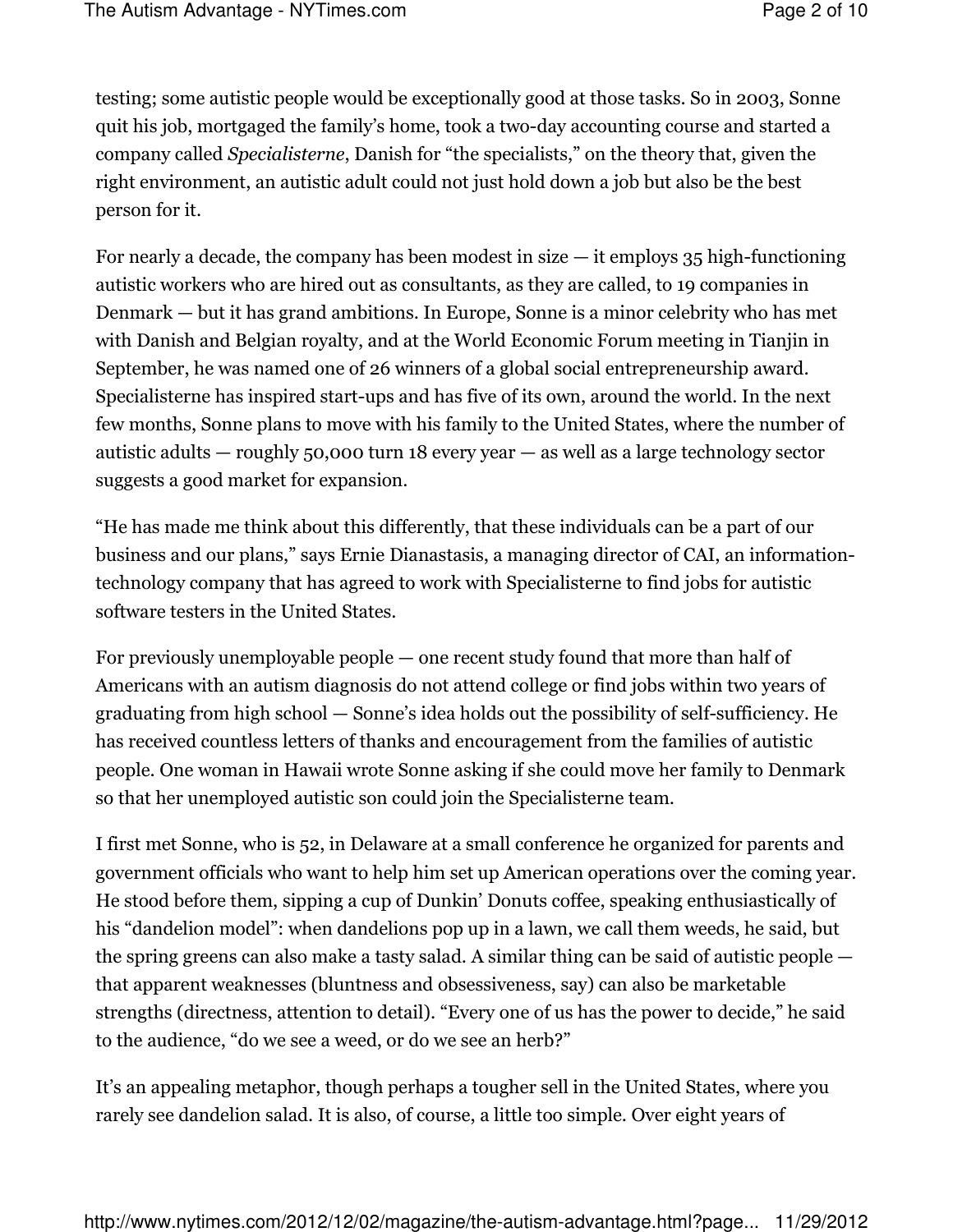testing; some autistic people would be exceptionally good at those tasks. So in 2003, Sonne quit his job, mortgaged the family's home, took a two-day accounting course and started a company called *Specialisterne*, Danish for "the specialists," on the theory that, given the right environment, an autistic adult could not just hold down a job but also be the best person for it.

For nearly a decade, the company has been modest in size — it employs 35 high-functioning autistic workers who are hired out as consultants, as they are called, to 19 companies in Denmark — but it has grand ambitions. In Europe, Sonne is a minor celebrity who has met with Danish and Belgian royalty, and at the World Economic Forum meeting in Tianjin in September, he was named one of 26 winners of a global social entrepreneurship award. Specialisterne has inspired start-ups and has five of its own, around the world. In the next few months, Sonne plans to move with his family to the United States, where the number of autistic adults — roughly 50,000 turn 18 every year — as well as a large technology sector suggests a good market for expansion.

"He has made me think about this differently, that these individuals can be a part of our business and our plans," says Ernie Dianastasis, a managing director of CAI, an information-technology company that has agreed to work with Specialisterne to find jobs for autistic software testers in the United States.

For previously unemployable people — one recent study found that more than half of Americans with an autism diagnosis do not attend college or find jobs within two years of graduating from high school — Sonne's idea holds out the possibility of self-sufficiency. He has received countless letters of thanks and encouragement from the families of autistic people. One woman in Hawaii wrote Sonne asking if she could move her family to Denmark so that her unemployed autistic son could join the Specialisterne team.

I first met Sonne, who is 52, in Delaware at a small conference he organized for parents and government officials who want to help him set up American operations over the coming year. He stood before them, sipping a cup of Dunkin' Donuts coffee, speaking enthusiastically of his "dandelion model": when dandelions pop up in a lawn, we call them weeds, he said, but the spring greens can also make a tasty salad. A similar thing can be said of autistic people — that apparent weaknesses (bluntness and obsessiveness, say) can also be marketable strengths (directness, attention to detail). "Every one of us has the power to decide," he said to the audience, "do we see a weed, or do we see an herb?"

It's an appealing metaphor, though perhaps a tougher sell in the United States, where you rarely see dandelion salad. It is also, of course, a little too simple. Over eight years of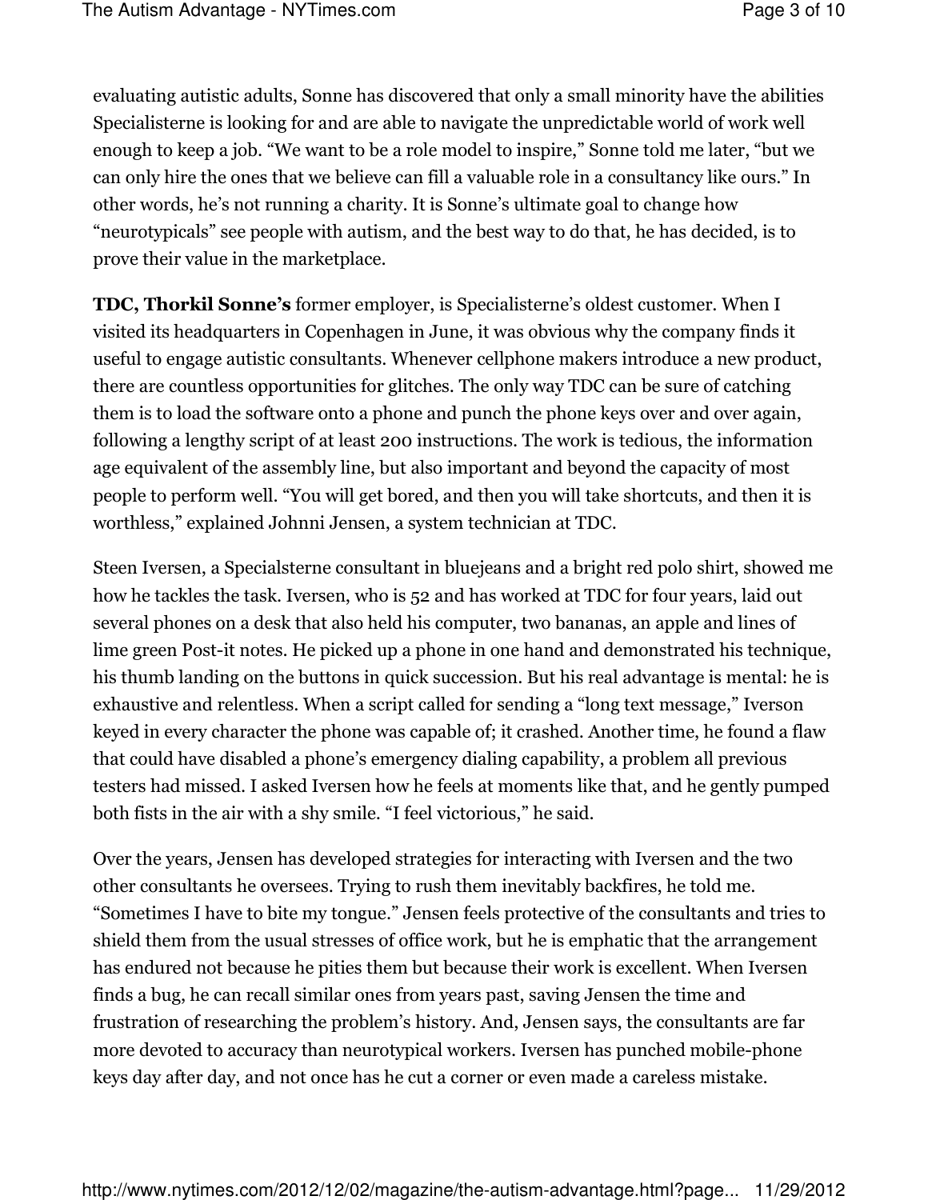evaluating autistic adults, Sonne has discovered that only a small minority have the abilities Specialisterne is looking for and are able to navigate the unpredictable world of work well enough to keep a job. “We want to be a role model to inspire,” Sonne told me later, “but we can only hire the ones that we believe can fill a valuable role in a consultancy like ours.” In other words, he’s not running a charity. It is Sonne’s ultimate goal to change how “neurotypicals” see people with autism, and the best way to do that, he has decided, is to prove their value in the marketplace.

**TDC, Thorkil Sonne’s** former employer, is Specialisterne’s oldest customer. When I visited its headquarters in Copenhagen in June, it was obvious why the company finds it useful to engage autistic consultants. Whenever cellphone makers introduce a new product, there are countless opportunities for glitches. The only way TDC can be sure of catching them is to load the software onto a phone and punch the phone keys over and over again, following a lengthy script of at least 200 instructions. The work is tedious, the information age equivalent of the assembly line, but also important and beyond the capacity of most people to perform well. “You will get bored, and then you will take shortcuts, and then it is worthless,” explained Johnni Jensen, a system technician at TDC.

Steen Iversen, a Specialsterne consultant in bluejeans and a bright red polo shirt, showed me how he tackles the task. Iversen, who is 52 and has worked at TDC for four years, laid out several phones on a desk that also held his computer, two bananas, an apple and lines of lime green Post-it notes. He picked up a phone in one hand and demonstrated his technique, his thumb landing on the buttons in quick succession. But his real advantage is mental: he is exhaustive and relentless. When a script called for sending a “long text message,” Iverson keyed in every character the phone was capable of; it crashed. Another time, he found a flaw that could have disabled a phone’s emergency dialing capability, a problem all previous testers had missed. I asked Iversen how he feels at moments like that, and he gently pumped both fists in the air with a shy smile. “I feel victorious,” he said.

Over the years, Jensen has developed strategies for interacting with Iversen and the two other consultants he oversees. Trying to rush them inevitably backfires, he told me. “Sometimes I have to bite my tongue.” Jensen feels protective of the consultants and tries to shield them from the usual stresses of office work, but he is emphatic that the arrangement has endured not because he pities them but because their work is excellent. When Iversen finds a bug, he can recall similar ones from years past, saving Jensen the time and frustration of researching the problem’s history. And, Jensen says, the consultants are far more devoted to accuracy than neurotypical workers. Iversen has punched mobile-phone keys day after day, and not once has he cut a corner or even made a careless mistake.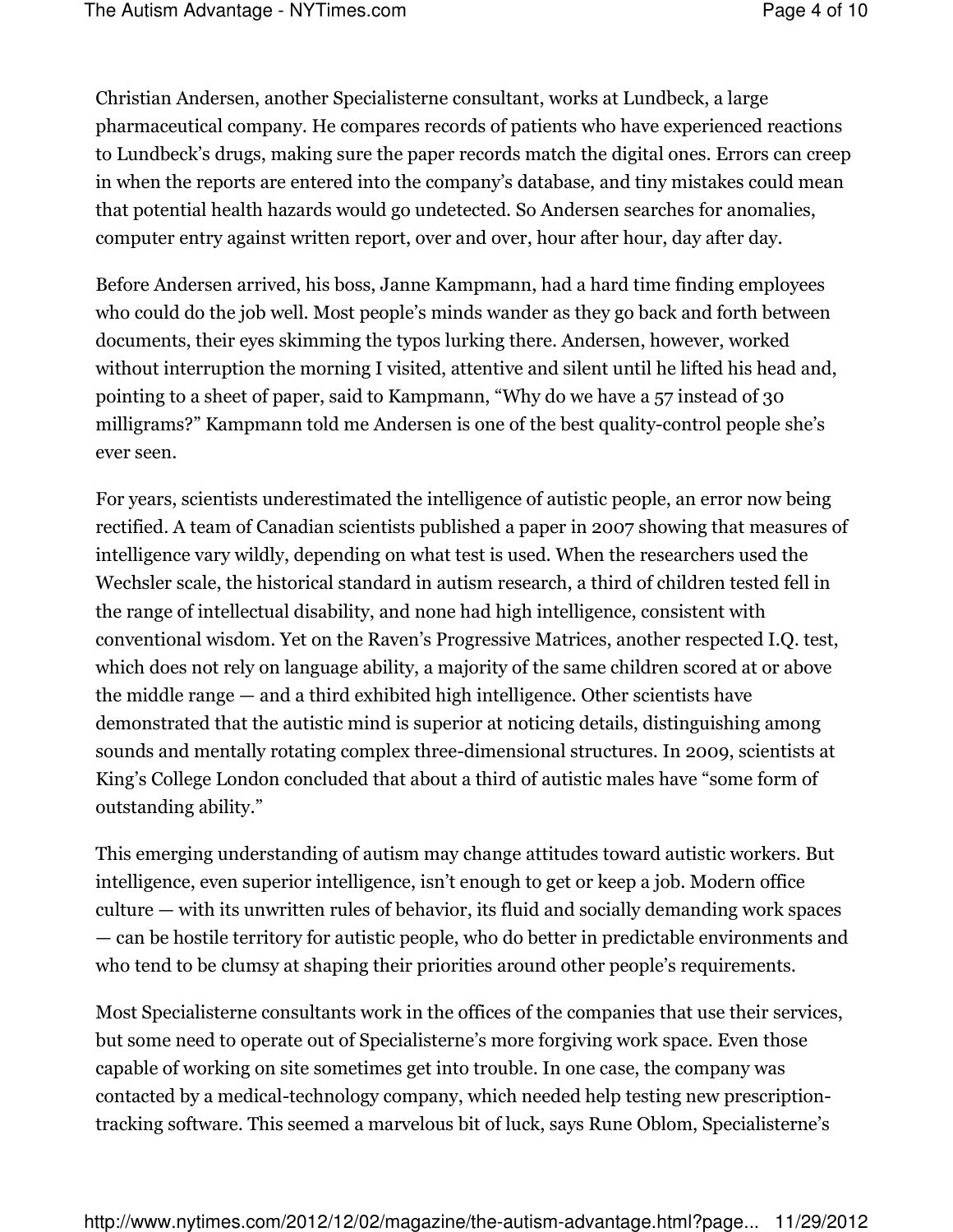Christian Andersen, another Specialisterne consultant, works at Lundbeck, a large pharmaceutical company. He compares records of patients who have experienced reactions to Lundbeck's drugs, making sure the paper records match the digital ones. Errors can creep in when the reports are entered into the company's database, and tiny mistakes could mean that potential health hazards would go undetected. So Andersen searches for anomalies, computer entry against written report, over and over, hour after hour, day after day.

Before Andersen arrived, his boss, Janne Kampmann, had a hard time finding employees who could do the job well. Most people's minds wander as they go back and forth between documents, their eyes skimming the typos lurking there. Andersen, however, worked without interruption the morning I visited, attentive and silent until he lifted his head and, pointing to a sheet of paper, said to Kampmann, "Why do we have a 57 instead of 30 milligrams?" Kampmann told me Andersen is one of the best quality-control people she's ever seen.

For years, scientists underestimated the intelligence of autistic people, an error now being rectified. A team of Canadian scientists published a paper in 2007 showing that measures of intelligence vary wildly, depending on what test is used. When the researchers used the Wechsler scale, the historical standard in autism research, a third of children tested fell in the range of intellectual disability, and none had high intelligence, consistent with conventional wisdom. Yet on the Raven's Progressive Matrices, another respected I.Q. test, which does not rely on language ability, a majority of the same children scored at or above the middle range — and a third exhibited high intelligence. Other scientists have demonstrated that the autistic mind is superior at noticing details, distinguishing among sounds and mentally rotating complex three-dimensional structures. In 2009, scientists at King's College London concluded that about a third of autistic males have "some form of outstanding ability."

This emerging understanding of autism may change attitudes toward autistic workers. But intelligence, even superior intelligence, isn't enough to get or keep a job. Modern office culture — with its unwritten rules of behavior, its fluid and socially demanding work spaces — can be hostile territory for autistic people, who do better in predictable environments and who tend to be clumsy at shaping their priorities around other people's requirements.

Most Specialisterne consultants work in the offices of the companies that use their services, but some need to operate out of Specialisterne's more forgiving work space. Even those capable of working on site sometimes get into trouble. In one case, the company was contacted by a medical-technology company, which needed help testing new prescription-tracking software. This seemed a marvelous bit of luck, says Rune Oblom, Specialisterne's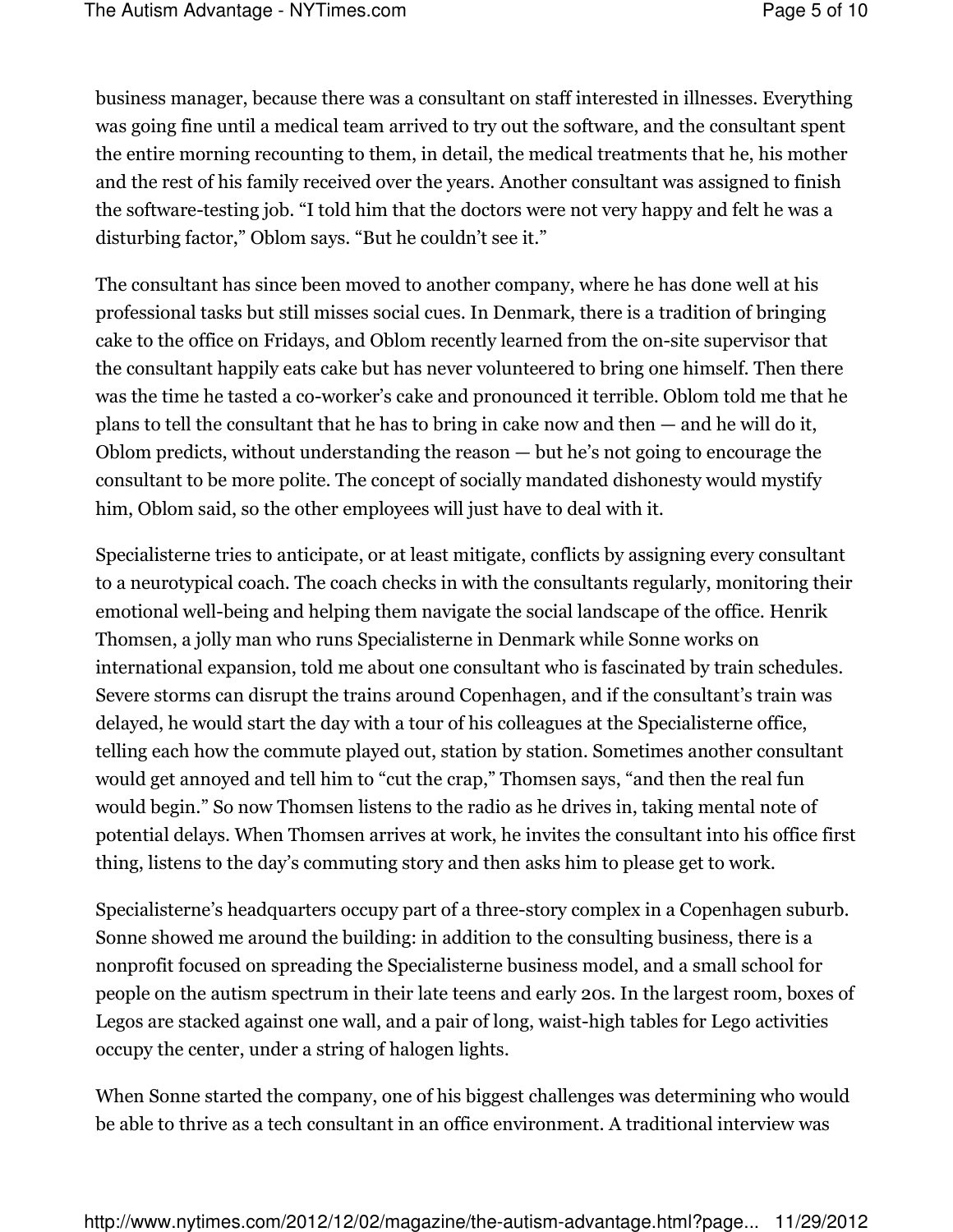business manager, because there was a consultant on staff interested in illnesses. Everything was going fine until a medical team arrived to try out the software, and the consultant spent the entire morning recounting to them, in detail, the medical treatments that he, his mother and the rest of his family received over the years. Another consultant was assigned to finish the software-testing job. "I told him that the doctors were not very happy and felt he was a disturbing factor," Oblom says. "But he couldn't see it."

The consultant has since been moved to another company, where he has done well at his professional tasks but still misses social cues. In Denmark, there is a tradition of bringing cake to the office on Fridays, and Oblom recently learned from the on-site supervisor that the consultant happily eats cake but has never volunteered to bring one himself. Then there was the time he tasted a co-worker's cake and pronounced it terrible. Oblom told me that he plans to tell the consultant that he has to bring in cake now and then — and he will do it, Oblom predicts, without understanding the reason — but he's not going to encourage the consultant to be more polite. The concept of socially mandated dishonesty would mystify him, Oblom said, so the other employees will just have to deal with it.

Specialisterne tries to anticipate, or at least mitigate, conflicts by assigning every consultant to a neurotypical coach. The coach checks in with the consultants regularly, monitoring their emotional well-being and helping them navigate the social landscape of the office. Henrik Thomsen, a jolly man who runs Specialisterne in Denmark while Sonne works on international expansion, told me about one consultant who is fascinated by train schedules. Severe storms can disrupt the trains around Copenhagen, and if the consultant's train was delayed, he would start the day with a tour of his colleagues at the Specialisterne office, telling each how the commute played out, station by station. Sometimes another consultant would get annoyed and tell him to "cut the crap," Thomsen says, "and then the real fun would begin." So now Thomsen listens to the radio as he drives in, taking mental note of potential delays. When Thomsen arrives at work, he invites the consultant into his office first thing, listens to the day's commuting story and then asks him to please get to work.

Specialisterne's headquarters occupy part of a three-story complex in a Copenhagen suburb. Sonne showed me around the building: in addition to the consulting business, there is a nonprofit focused on spreading the Specialisterne business model, and a small school for people on the autism spectrum in their late teens and early 20s. In the largest room, boxes of Legos are stacked against one wall, and a pair of long, waist-high tables for Lego activities occupy the center, under a string of halogen lights.

When Sonne started the company, one of his biggest challenges was determining who would be able to thrive as a tech consultant in an office environment. A traditional interview was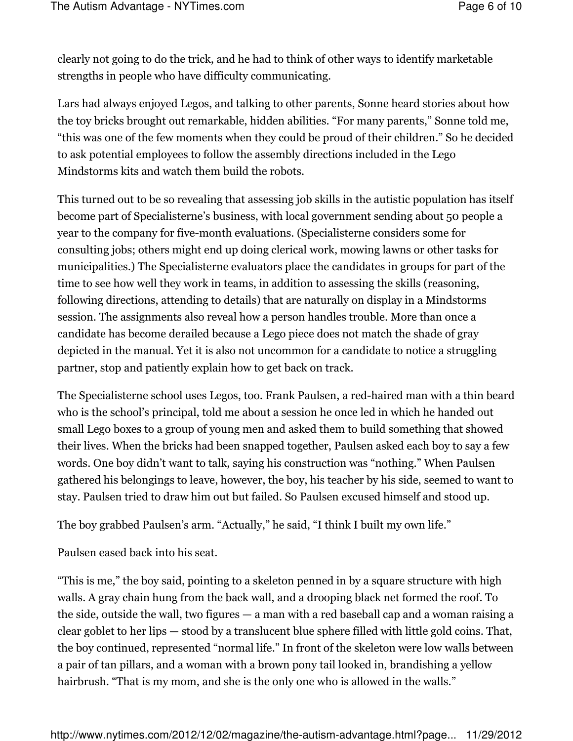clearly not going to do the trick, and he had to think of other ways to identify marketable strengths in people who have difficulty communicating.

Lars had always enjoyed Legos, and talking to other parents, Sonne heard stories about how the toy bricks brought out remarkable, hidden abilities. “For many parents,” Sonne told me, “this was one of the few moments when they could be proud of their children.” So he decided to ask potential employees to follow the assembly directions included in the Lego Mindstorms kits and watch them build the robots.

This turned out to be so revealing that assessing job skills in the autistic population has itself become part of Specialisterne’s business, with local government sending about 50 people a year to the company for five-month evaluations. (Specialisterne considers some for consulting jobs; others might end up doing clerical work, mowing lawns or other tasks for municipalities.) The Specialisterne evaluators place the candidates in groups for part of the time to see how well they work in teams, in addition to assessing the skills (reasoning, following directions, attending to details) that are naturally on display in a Mindstorms session. The assignments also reveal how a person handles trouble. More than once a candidate has become derailed because a Lego piece does not match the shade of gray depicted in the manual. Yet it is also not uncommon for a candidate to notice a struggling partner, stop and patiently explain how to get back on track.

The Specialisterne school uses Legos, too. Frank Paulsen, a red-haired man with a thin beard who is the school’s principal, told me about a session he once led in which he handed out small Lego boxes to a group of young men and asked them to build something that showed their lives. When the bricks had been snapped together, Paulsen asked each boy to say a few words. One boy didn’t want to talk, saying his construction was “nothing.” When Paulsen gathered his belongings to leave, however, the boy, his teacher by his side, seemed to want to stay. Paulsen tried to draw him out but failed. So Paulsen excused himself and stood up.

The boy grabbed Paulsen’s arm. “Actually,” he said, “I think I built my own life.”

Paulsen eased back into his seat.

“This is me,” the boy said, pointing to a skeleton penned in by a square structure with high walls. A gray chain hung from the back wall, and a drooping black net formed the roof. To the side, outside the wall, two figures — a man with a red baseball cap and a woman raising a clear goblet to her lips — stood by a translucent blue sphere filled with little gold coins. That, the boy continued, represented “normal life.” In front of the skeleton were low walls between a pair of tan pillars, and a woman with a brown pony tail looked in, brandishing a yellow hairbrush. “That is my mom, and she is the only one who is allowed in the walls.”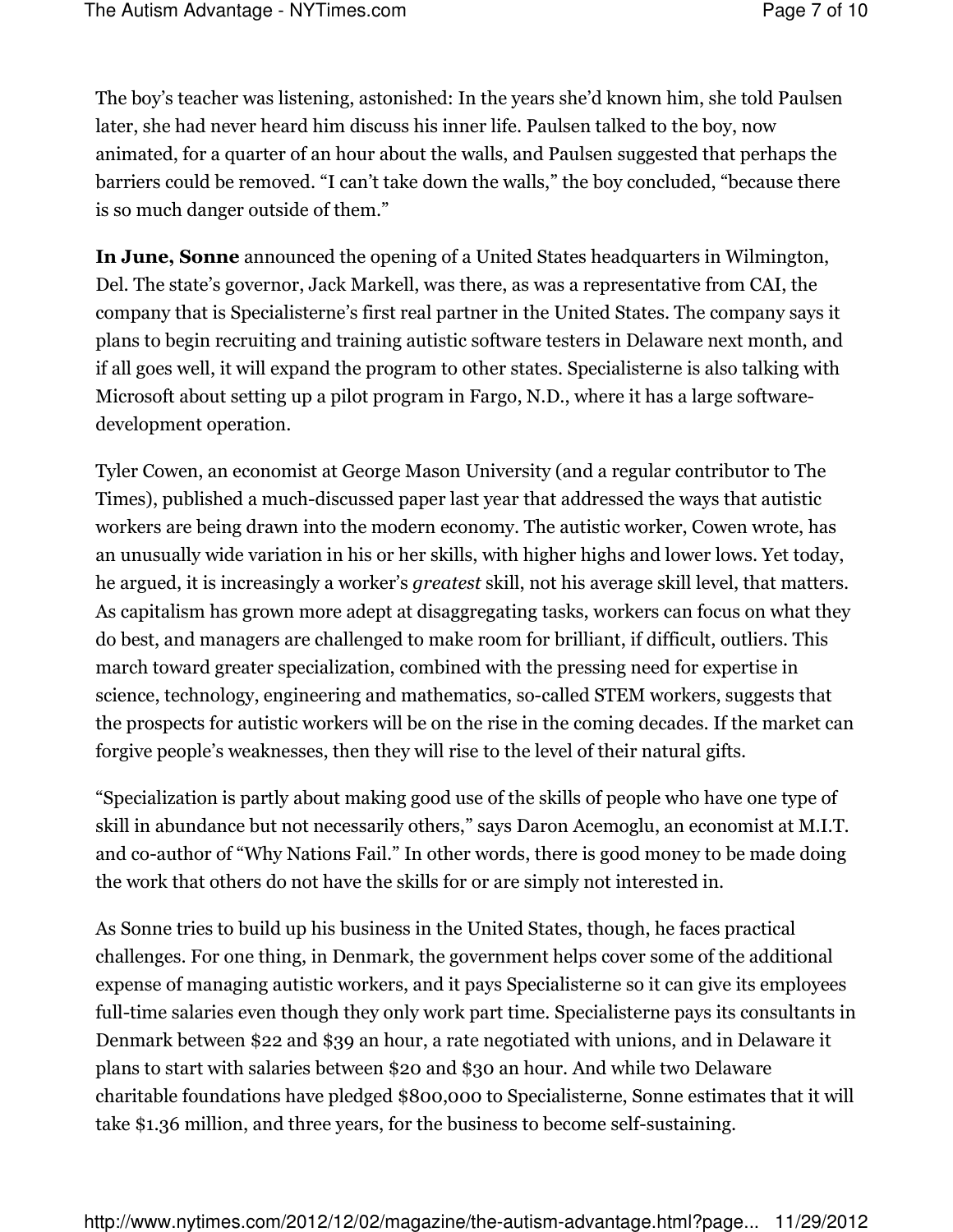The boy's teacher was listening, astonished: In the years she'd known him, she told Paulsen later, she had never heard him discuss his inner life. Paulsen talked to the boy, now animated, for a quarter of an hour about the walls, and Paulsen suggested that perhaps the barriers could be removed. "I can't take down the walls," the boy concluded, "because there is so much danger outside of them."

**In June, Sonne** announced the opening of a United States headquarters in Wilmington, Del. The state's governor, Jack Markell, was there, as was a representative from CAI, the company that is Specialisterne's first real partner in the United States. The company says it plans to begin recruiting and training autistic software testers in Delaware next month, and if all goes well, it will expand the program to other states. Specialisterne is also talking with Microsoft about setting up a pilot program in Fargo, N.D., where it has a large software-development operation.

Tyler Cowen, an economist at George Mason University (and a regular contributor to The Times), published a much-discussed paper last year that addressed the ways that autistic workers are being drawn into the modern economy. The autistic worker, Cowen wrote, has an unusually wide variation in his or her skills, with higher highs and lower lows. Yet today, he argued, it is increasingly a worker's *greatest* skill, not his average skill level, that matters. As capitalism has grown more adept at disaggregating tasks, workers can focus on what they do best, and managers are challenged to make room for brilliant, if difficult, outliers. This march toward greater specialization, combined with the pressing need for expertise in science, technology, engineering and mathematics, so-called STEM workers, suggests that the prospects for autistic workers will be on the rise in the coming decades. If the market can forgive people's weaknesses, then they will rise to the level of their natural gifts.

"Specialization is partly about making good use of the skills of people who have one type of skill in abundance but not necessarily others," says Daron Acemoglu, an economist at M.I.T. and co-author of "Why Nations Fail." In other words, there is good money to be made doing the work that others do not have the skills for or are simply not interested in.

As Sonne tries to build up his business in the United States, though, he faces practical challenges. For one thing, in Denmark, the government helps cover some of the additional expense of managing autistic workers, and it pays Specialisterne so it can give its employees full-time salaries even though they only work part time. Specialisterne pays its consultants in Denmark between $22 and $39 an hour, a rate negotiated with unions, and in Delaware it plans to start with salaries between $20 and $30 an hour. And while two Delaware charitable foundations have pledged $800,000 to Specialisterne, Sonne estimates that it will take $1.36 million, and three years, for the business to become self-sustaining.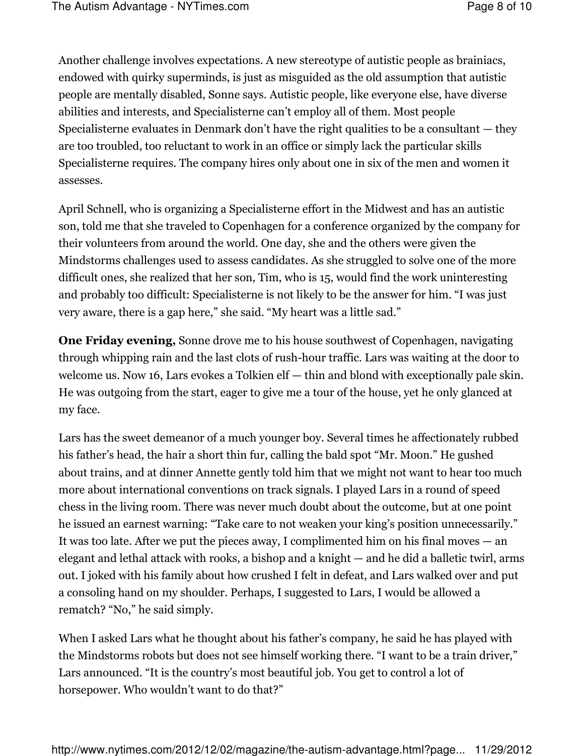Another challenge involves expectations. A new stereotype of autistic people as brainiacs, endowed with quirky superminds, is just as misguided as the old assumption that autistic people are mentally disabled, Sonne says. Autistic people, like everyone else, have diverse abilities and interests, and Specialisterne can't employ all of them. Most people Specialisterne evaluates in Denmark don't have the right qualities to be a consultant — they are too troubled, too reluctant to work in an office or simply lack the particular skills Specialisterne requires. The company hires only about one in six of the men and women it assesses.

April Schnell, who is organizing a Specialisterne effort in the Midwest and has an autistic son, told me that she traveled to Copenhagen for a conference organized by the company for their volunteers from around the world. One day, she and the others were given the Mindstorms challenges used to assess candidates. As she struggled to solve one of the more difficult ones, she realized that her son, Tim, who is 15, would find the work uninteresting and probably too difficult: Specialisterne is not likely to be the answer for him. "I was just very aware, there is a gap here," she said. "My heart was a little sad."

**One Friday evening,** Sonne drove me to his house southwest of Copenhagen, navigating through whipping rain and the last clots of rush-hour traffic. Lars was waiting at the door to welcome us. Now 16, Lars evokes a Tolkien elf — thin and blond with exceptionally pale skin. He was outgoing from the start, eager to give me a tour of the house, yet he only glanced at my face.

Lars has the sweet demeanor of a much younger boy. Several times he affectionately rubbed his father's head, the hair a short thin fur, calling the bald spot "Mr. Moon." He gushed about trains, and at dinner Annette gently told him that we might not want to hear too much more about international conventions on track signals. I played Lars in a round of speed chess in the living room. There was never much doubt about the outcome, but at one point he issued an earnest warning: "Take care to not weaken your king's position unnecessarily." It was too late. After we put the pieces away, I complimented him on his final moves — an elegant and lethal attack with rooks, a bishop and a knight — and he did a balletic twirl, arms out. I joked with his family about how crushed I felt in defeat, and Lars walked over and put a consoling hand on my shoulder. Perhaps, I suggested to Lars, I would be allowed a rematch? "No," he said simply.

When I asked Lars what he thought about his father's company, he said he has played with the Mindstorms robots but does not see himself working there. "I want to be a train driver," Lars announced. "It is the country's most beautiful job. You get to control a lot of horsepower. Who wouldn't want to do that?"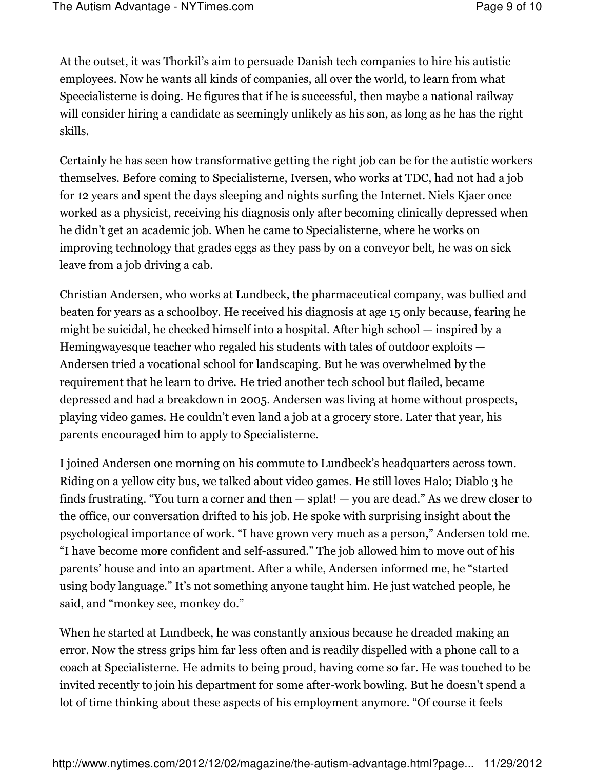At the outset, it was Thorkil's aim to persuade Danish tech companies to hire his autistic employees. Now he wants all kinds of companies, all over the world, to learn from what Speecialisterne is doing. He figures that if he is successful, then maybe a national railway will consider hiring a candidate as seemingly unlikely as his son, as long as he has the right skills.

Certainly he has seen how transformative getting the right job can be for the autistic workers themselves. Before coming to Specialisterne, Iversen, who works at TDC, had not had a job for 12 years and spent the days sleeping and nights surfing the Internet. Niels Kjaer once worked as a physicist, receiving his diagnosis only after becoming clinically depressed when he didn't get an academic job. When he came to Specialisterne, where he works on improving technology that grades eggs as they pass by on a conveyor belt, he was on sick leave from a job driving a cab.

Christian Andersen, who works at Lundbeck, the pharmaceutical company, was bullied and beaten for years as a schoolboy. He received his diagnosis at age 15 only because, fearing he might be suicidal, he checked himself into a hospital. After high school — inspired by a Hemingwayesque teacher who regaled his students with tales of outdoor exploits — Andersen tried a vocational school for landscaping. But he was overwhelmed by the requirement that he learn to drive. He tried another tech school but flailed, became depressed and had a breakdown in 2005. Andersen was living at home without prospects, playing video games. He couldn't even land a job at a grocery store. Later that year, his parents encouraged him to apply to Specialisterne.

I joined Andersen one morning on his commute to Lundbeck's headquarters across town. Riding on a yellow city bus, we talked about video games. He still loves Halo; Diablo 3 he finds frustrating. "You turn a corner and then — splat! — you are dead." As we drew closer to the office, our conversation drifted to his job. He spoke with surprising insight about the psychological importance of work. "I have grown very much as a person," Andersen told me. "I have become more confident and self-assured." The job allowed him to move out of his parents' house and into an apartment. After a while, Andersen informed me, he "started using body language." It's not something anyone taught him. He just watched people, he said, and "monkey see, monkey do."

When he started at Lundbeck, he was constantly anxious because he dreaded making an error. Now the stress grips him far less often and is readily dispelled with a phone call to a coach at Specialisterne. He admits to being proud, having come so far. He was touched to be invited recently to join his department for some after-work bowling. But he doesn't spend a lot of time thinking about these aspects of his employment anymore. "Of course it feels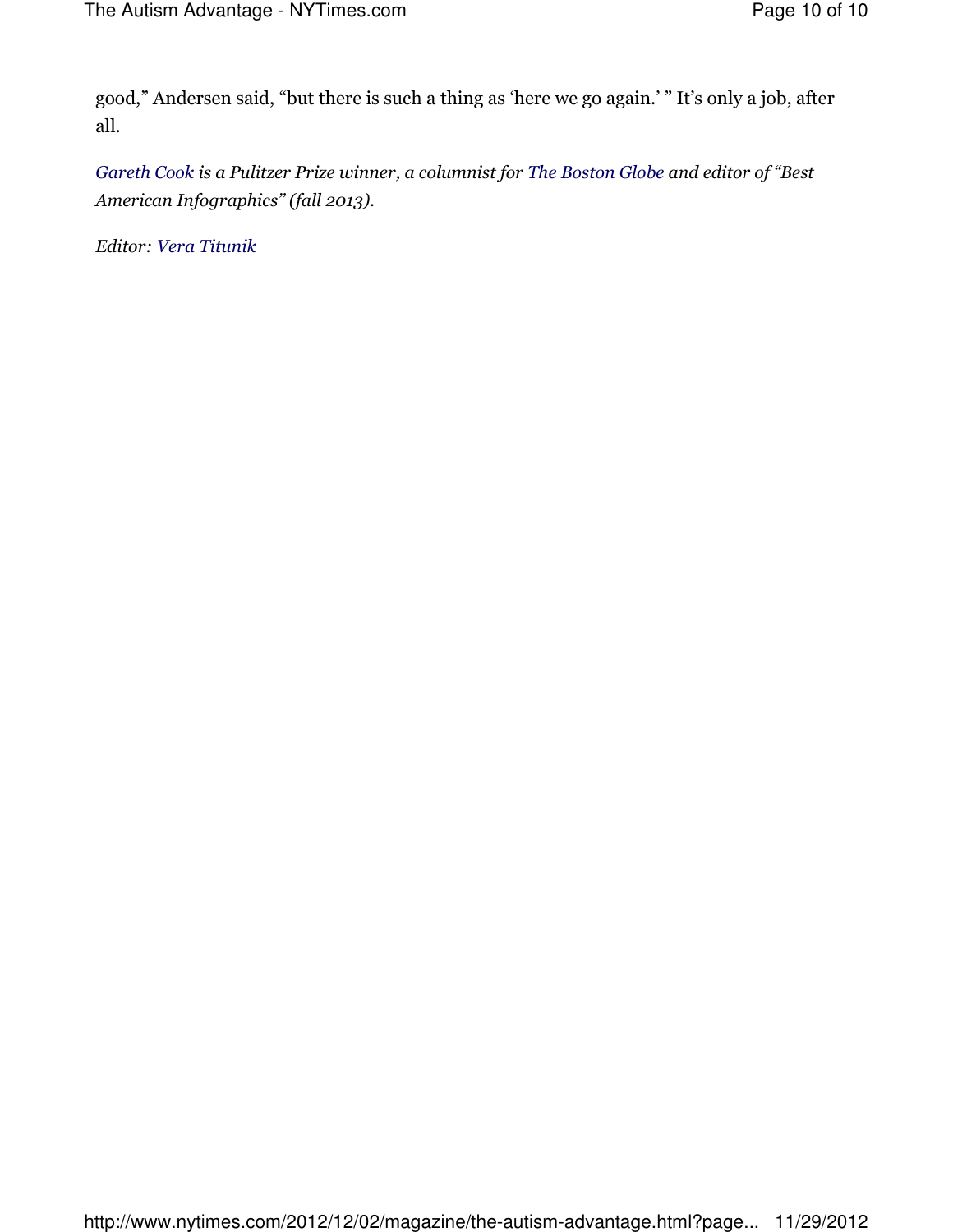good," Andersen said, "but there is such a thing as 'here we go again.' " It's only a job, after all.

*Gareth Cook is a Pulitzer Prize winner, a columnist for The Boston Globe and editor of "Best American Infographics" (fall 2013).*

*Editor: Vera Titunik*